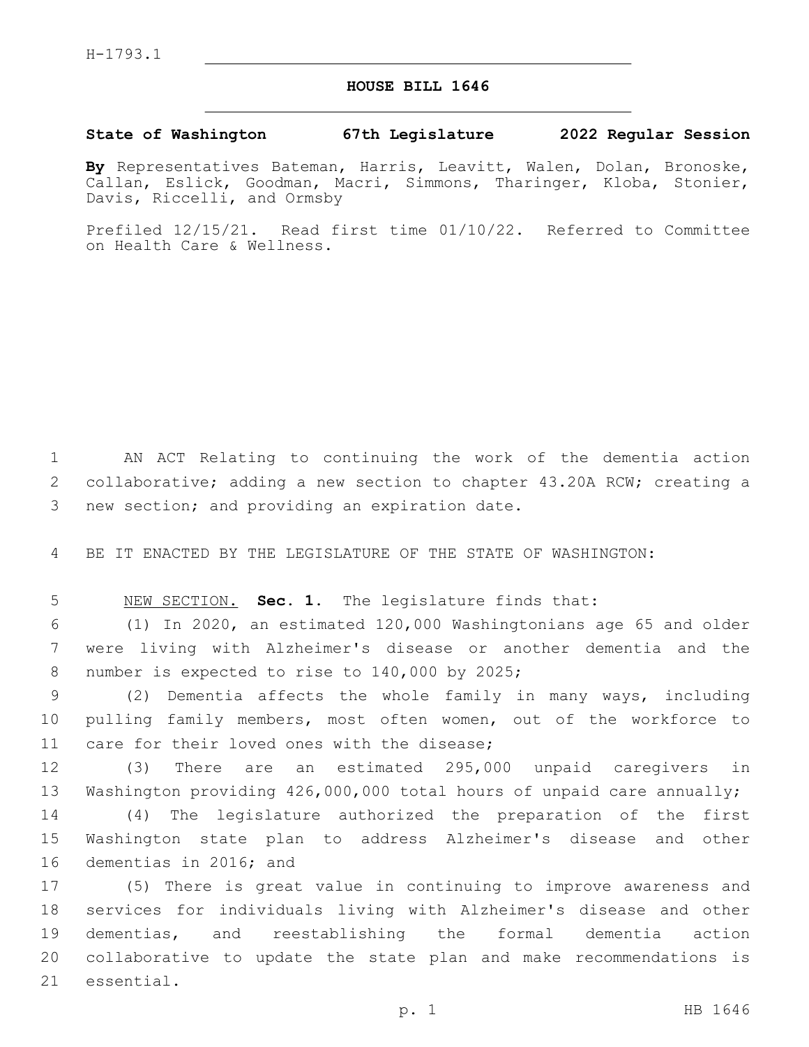H-1793.1

# HOUSE BILL 1646

**State of Washington 67th Legislature 2022 Regular Session**

**By** Representatives Bateman, Harris, Leavitt, Walen, Dolan, Bronoske, Callan, Eslick, Goodman, Macri, Simmons, Tharinger, Kloba, Stonier, Davis, Riccelli, and Ormsby

Prefiled 12/15/21. Read first time 01/10/22. Referred to Committee on Health Care & Wellness.

AN ACT Relating to continuing the work of the dementia action collaborative; adding a new section to chapter 43.20A RCW; creating a new section; and providing an expiration date.

BE IT ENACTED BY THE LEGISLATURE OF THE STATE OF WASHINGTON:

NEW SECTION. **Sec. 1.** The legislature finds that:

(1) In 2020, an estimated 120,000 Washingtonians age 65 and older were living with Alzheimer's disease or another dementia and the number is expected to rise to 140,000 by 2025;

(2) Dementia affects the whole family in many ways, including pulling family members, most often women, out of the workforce to care for their loved ones with the disease;

(3) There are an estimated 295,000 unpaid caregivers in Washington providing 426,000,000 total hours of unpaid care annually;

(4) The legislature authorized the preparation of the first Washington state plan to address Alzheimer's disease and other dementias in 2016; and

(5) There is great value in continuing to improve awareness and services for individuals living with Alzheimer's disease and other dementias, and reestablishing the formal dementia action collaborative to update the state plan and make recommendations is essential.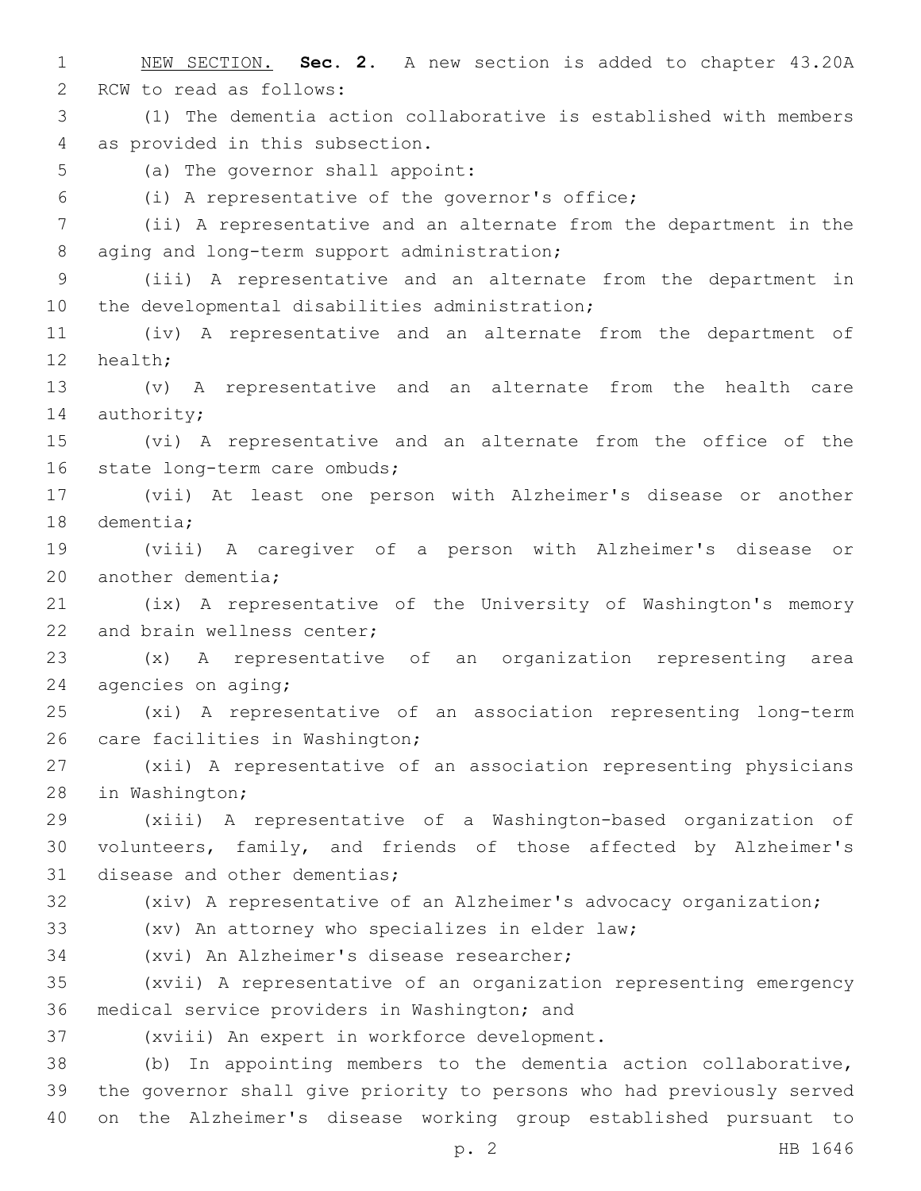NEW SECTION. **Sec. 2.** A new section is added to chapter 43.20A RCW to read as follows:

(1) The dementia action collaborative is established with members as provided in this subsection.

(a) The governor shall appoint:

(i) A representative of the governor's office;

(ii) A representative and an alternate from the department in the aging and long-term support administration;

(iii) A representative and an alternate from the department in the developmental disabilities administration;

(iv) A representative and an alternate from the department of health;

(v) A representative and an alternate from the health care authority;

(vi) A representative and an alternate from the office of the state long-term care ombuds;

(vii) At least one person with Alzheimer's disease or another dementia;

(viii) A caregiver of a person with Alzheimer's disease or another dementia;

(ix) A representative of the University of Washington's memory and brain wellness center;

(x) A representative of an organization representing area agencies on aging;

(xi) A representative of an association representing long-term care facilities in Washington;

(xii) A representative of an association representing physicians in Washington;

(xiii) A representative of a Washington-based organization of volunteers, family, and friends of those affected by Alzheimer's disease and other dementias;

(xiv) A representative of an Alzheimer's advocacy organization;

(xv) An attorney who specializes in elder law;

(xvi) An Alzheimer's disease researcher;

(xvii) A representative of an organization representing emergency medical service providers in Washington; and

(xviii) An expert in workforce development.

(b) In appointing members to the dementia action collaborative, the governor shall give priority to persons who had previously served on the Alzheimer's disease working group established pursuant to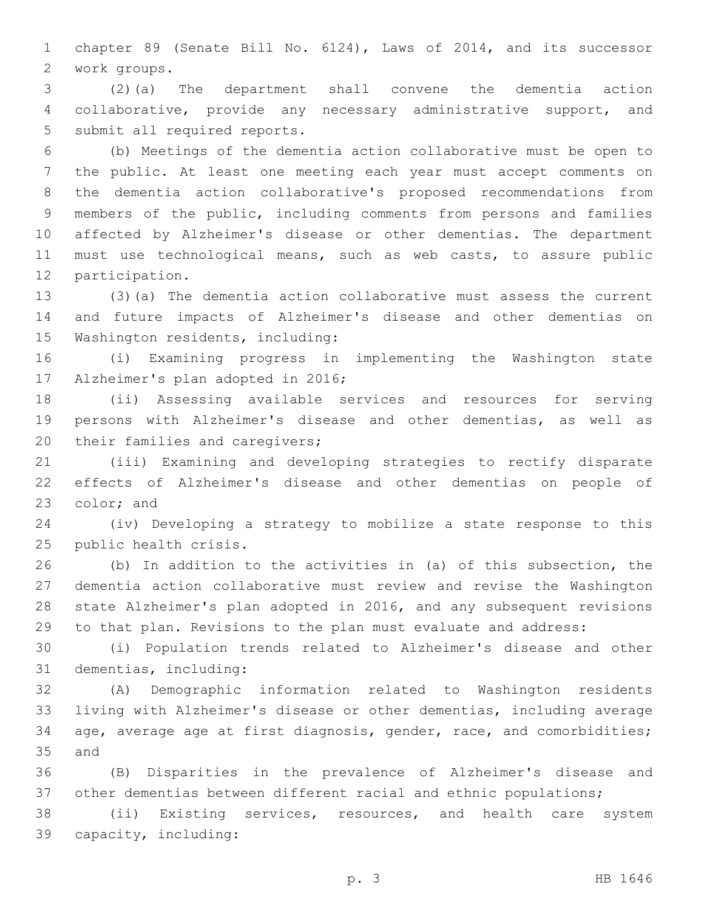chapter 89 (Senate Bill No. 6124), Laws of 2014, and its successor work groups.

(2)(a) The department shall convene the dementia action collaborative, provide any necessary administrative support, and submit all required reports.

(b) Meetings of the dementia action collaborative must be open to the public. At least one meeting each year must accept comments on the dementia action collaborative's proposed recommendations from members of the public, including comments from persons and families affected by Alzheimer's disease or other dementias. The department must use technological means, such as web casts, to assure public participation.

(3)(a) The dementia action collaborative must assess the current and future impacts of Alzheimer's disease and other dementias on Washington residents, including:

(i) Examining progress in implementing the Washington state Alzheimer's plan adopted in 2016;

(ii) Assessing available services and resources for serving persons with Alzheimer's disease and other dementias, as well as their families and caregivers;

(iii) Examining and developing strategies to rectify disparate effects of Alzheimer's disease and other dementias on people of color; and

(iv) Developing a strategy to mobilize a state response to this public health crisis.

(b) In addition to the activities in (a) of this subsection, the dementia action collaborative must review and revise the Washington state Alzheimer's plan adopted in 2016, and any subsequent revisions to that plan. Revisions to the plan must evaluate and address:

(i) Population trends related to Alzheimer's disease and other dementias, including:

(A) Demographic information related to Washington residents living with Alzheimer's disease or other dementias, including average age, average age at first diagnosis, gender, race, and comorbidities; and

(B) Disparities in the prevalence of Alzheimer's disease and other dementias between different racial and ethnic populations;

(ii) Existing services, resources, and health care system capacity, including: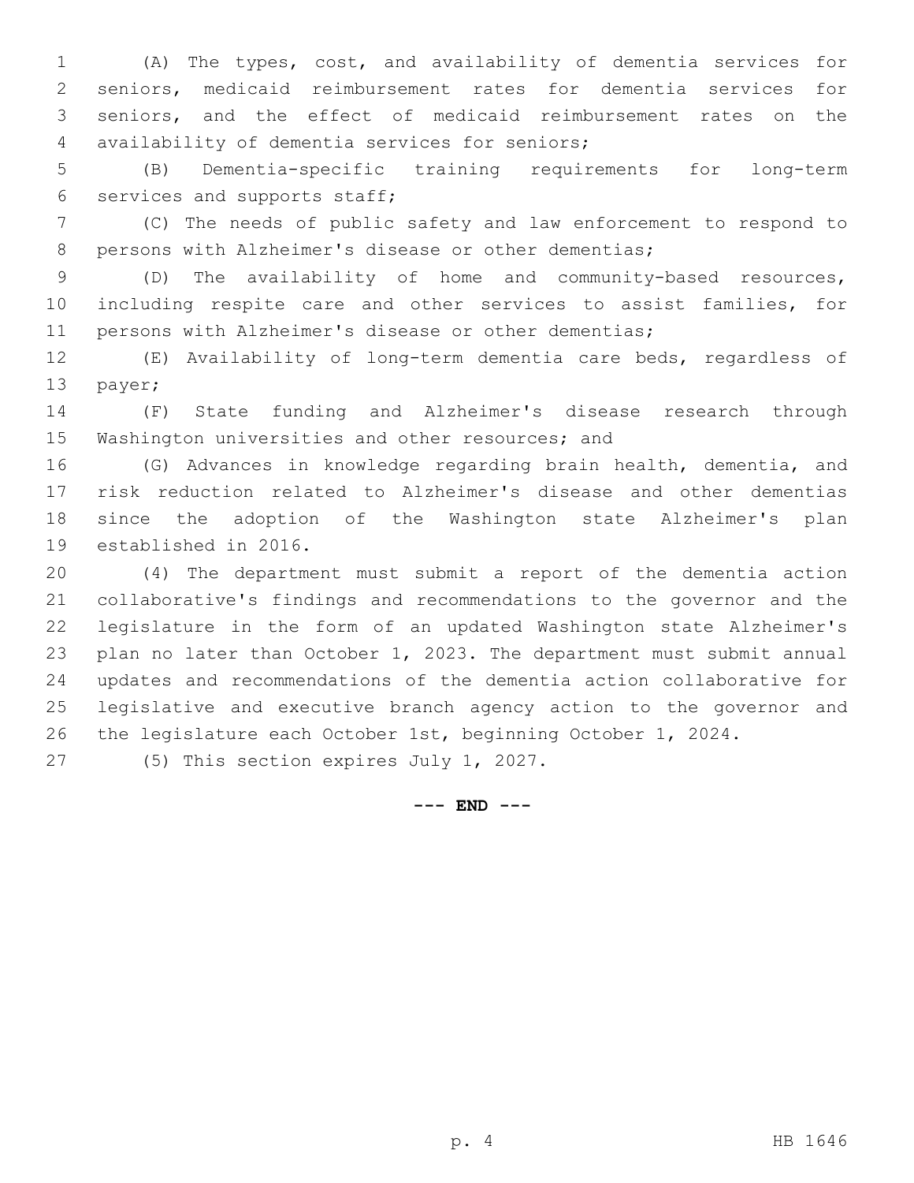(A) The types, cost, and availability of dementia services for seniors, medicaid reimbursement rates for dementia services for seniors, and the effect of medicaid reimbursement rates on the availability of dementia services for seniors;

(B) Dementia-specific training requirements for long-term services and supports staff;

(C) The needs of public safety and law enforcement to respond to persons with Alzheimer's disease or other dementias;

(D) The availability of home and community-based resources, including respite care and other services to assist families, for persons with Alzheimer's disease or other dementias;

(E) Availability of long-term dementia care beds, regardless of payer;

(F) State funding and Alzheimer's disease research through Washington universities and other resources; and

(G) Advances in knowledge regarding brain health, dementia, and risk reduction related to Alzheimer's disease and other dementias since the adoption of the Washington state Alzheimer's plan established in 2016.

(4) The department must submit a report of the dementia action collaborative's findings and recommendations to the governor and the legislature in the form of an updated Washington state Alzheimer's plan no later than October 1, 2023. The department must submit annual updates and recommendations of the dementia action collaborative for legislative and executive branch agency action to the governor and the legislature each October 1st, beginning October 1, 2024.

(5) This section expires July 1, 2027.

**--- END ---**